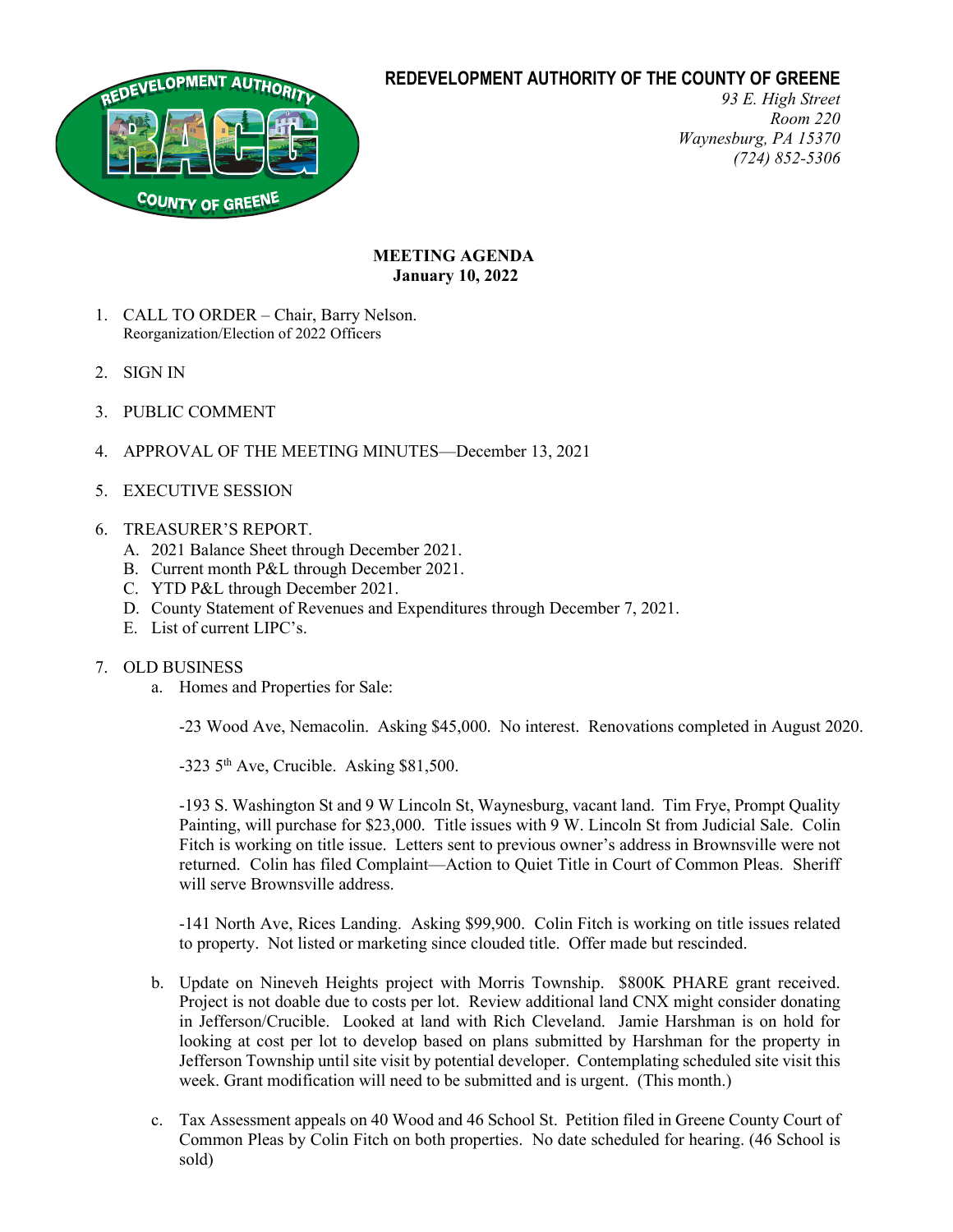# REDEVELOPMENT AUTHORITY OF THE COUNTY OF GREENE

*93 E. High Street*
*Room 220*
*Waynesburg, PA 15370*
*(724) 852-5306*

**MEETING AGENDA**
**January 10, 2022**

1. CALL TO ORDER – Chair, Barry Nelson.
   Reorganization/Election of 2022 Officers

2. SIGN IN

3. PUBLIC COMMENT

4. APPROVAL OF THE MEETING MINUTES—December 13, 2021

5. EXECUTIVE SESSION

6. TREASURER'S REPORT.
   A. 2021 Balance Sheet through December 2021.
   B. Current month P&L through December 2021.
   C. YTD P&L through December 2021.
   D. County Statement of Revenues and Expenditures through December 7, 2021.
   E. List of current LIPC's.

7. OLD BUSINESS
   a. Homes and Properties for Sale:

      -23 Wood Ave, Nemacolin. Asking $45,000. No interest. Renovations completed in August 2020.

      -323 5th Ave, Crucible. Asking $81,500.

      -193 S. Washington St and 9 W Lincoln St, Waynesburg, vacant land. Tim Frye, Prompt Quality Painting, will purchase for $23,000. Title issues with 9 W. Lincoln St from Judicial Sale. Colin Fitch is working on title issue. Letters sent to previous owner's address in Brownsville were not returned. Colin has filed Complaint—Action to Quiet Title in Court of Common Pleas. Sheriff will serve Brownsville address.

      -141 North Ave, Rices Landing. Asking $99,900. Colin Fitch is working on title issues related to property. Not listed or marketing since clouded title. Offer made but rescinded.

   b. Update on Nineveh Heights project with Morris Township. $800K PHARE grant received. Project is not doable due to costs per lot. Review additional land CNX might consider donating in Jefferson/Crucible. Looked at land with Rich Cleveland. Jamie Harshman is on hold for looking at cost per lot to develop based on plans submitted by Harshman for the property in Jefferson Township until site visit by potential developer. Contemplating scheduled site visit this week. Grant modification will need to be submitted and is urgent. (This month.)

   c. Tax Assessment appeals on 40 Wood and 46 School St. Petition filed in Greene County Court of Common Pleas by Colin Fitch on both properties. No date scheduled for hearing. (46 School is sold)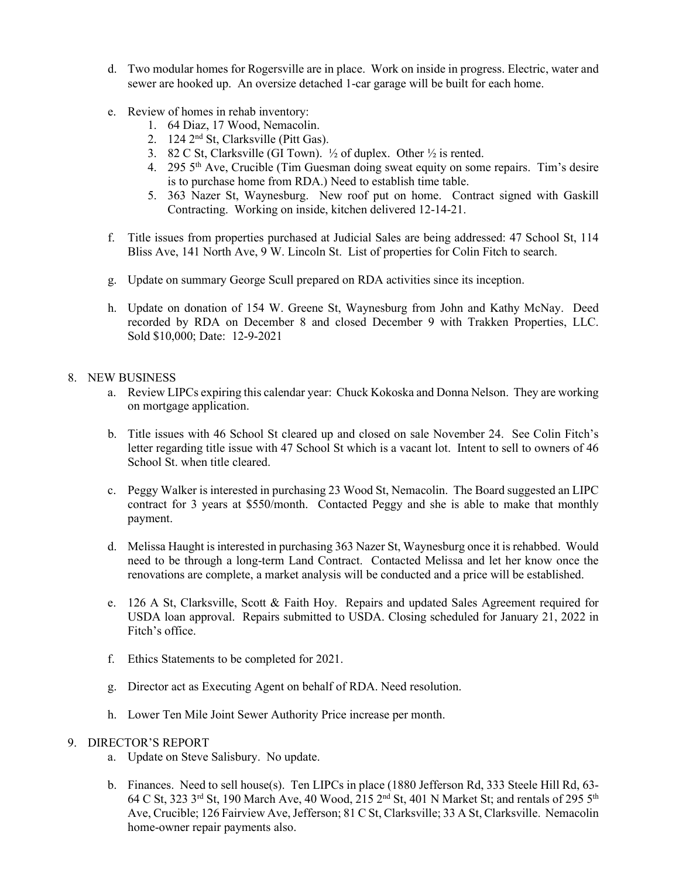d. Two modular homes for Rogersville are in place. Work on inside in progress. Electric, water and sewer are hooked up. An oversize detached 1-car garage will be built for each home.

e. Review of homes in rehab inventory:
   1. 64 Diaz, 17 Wood, Nemacolin.
   2. 124 2nd St, Clarksville (Pitt Gas).
   3. 82 C St, Clarksville (GI Town). ½ of duplex. Other ½ is rented.
   4. 295 5th Ave, Crucible (Tim Guesman doing sweat equity on some repairs. Tim's desire is to purchase home from RDA.) Need to establish time table.
   5. 363 Nazer St, Waynesburg. New roof put on home. Contract signed with Gaskill Contracting. Working on inside, kitchen delivered 12-14-21.

f. Title issues from properties purchased at Judicial Sales are being addressed: 47 School St, 114 Bliss Ave, 141 North Ave, 9 W. Lincoln St. List of properties for Colin Fitch to search.

g. Update on summary George Scull prepared on RDA activities since its inception.

h. Update on donation of 154 W. Greene St, Waynesburg from John and Kathy McNay. Deed recorded by RDA on December 8 and closed December 9 with Trakken Properties, LLC. Sold $10,000; Date: 12-9-2021

8. NEW BUSINESS
   a. Review LIPCs expiring this calendar year: Chuck Kokoska and Donna Nelson. They are working on mortgage application.

   b. Title issues with 46 School St cleared up and closed on sale November 24. See Colin Fitch's letter regarding title issue with 47 School St which is a vacant lot. Intent to sell to owners of 46 School St. when title cleared.

   c. Peggy Walker is interested in purchasing 23 Wood St, Nemacolin. The Board suggested an LIPC contract for 3 years at $550/month. Contacted Peggy and she is able to make that monthly payment.

   d. Melissa Haught is interested in purchasing 363 Nazer St, Waynesburg once it is rehabbed. Would need to be through a long-term Land Contract. Contacted Melissa and let her know once the renovations are complete, a market analysis will be conducted and a price will be established.

   e. 126 A St, Clarksville, Scott & Faith Hoy. Repairs and updated Sales Agreement required for USDA loan approval. Repairs submitted to USDA. Closing scheduled for January 21, 2022 in Fitch's office.

   f. Ethics Statements to be completed for 2021.

   g. Director act as Executing Agent on behalf of RDA. Need resolution.

   h. Lower Ten Mile Joint Sewer Authority Price increase per month.

9. DIRECTOR'S REPORT
   a. Update on Steve Salisbury. No update.

   b. Finances. Need to sell house(s). Ten LIPCs in place (1880 Jefferson Rd, 333 Steele Hill Rd, 63-64 C St, 323 3rd St, 190 March Ave, 40 Wood, 215 2nd St, 401 N Market St; and rentals of 295 5th Ave, Crucible; 126 Fairview Ave, Jefferson; 81 C St, Clarksville; 33 A St, Clarksville. Nemacolin home-owner repair payments also.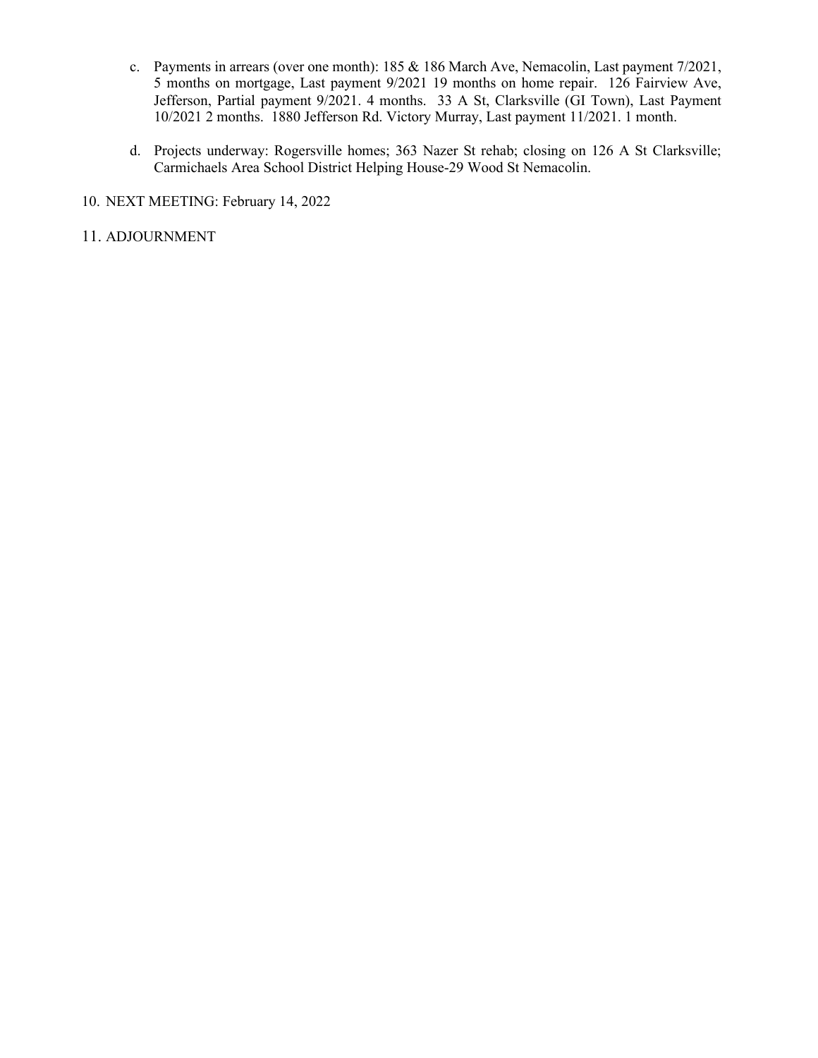c. Payments in arrears (over one month): 185 & 186 March Ave, Nemacolin, Last payment 7/2021, 5 months on mortgage, Last payment 9/2021 19 months on home repair. 126 Fairview Ave, Jefferson, Partial payment 9/2021. 4 months. 33 A St, Clarksville (GI Town), Last Payment 10/2021 2 months. 1880 Jefferson Rd. Victory Murray, Last payment 11/2021. 1 month.

d. Projects underway: Rogersville homes; 363 Nazer St rehab; closing on 126 A St Clarksville; Carmichaels Area School District Helping House-29 Wood St Nemacolin.

10. NEXT MEETING: February 14, 2022

11. ADJOURNMENT